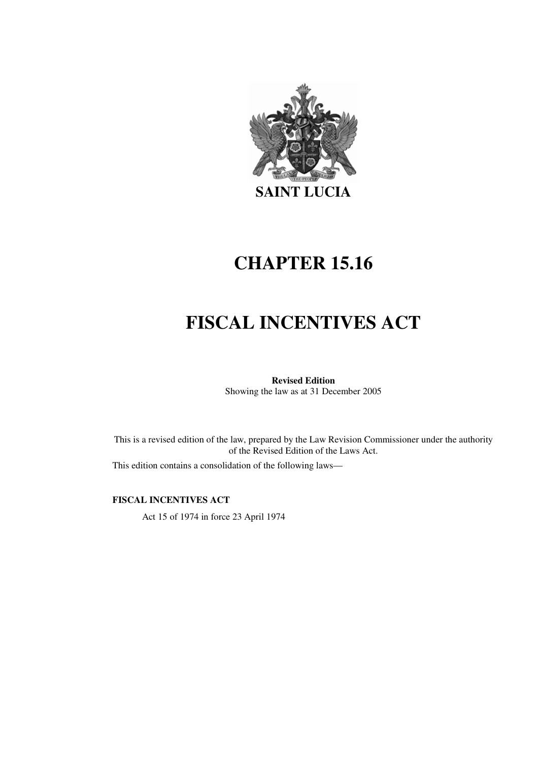# SAINT LUCIA

# CHAPTER 15.16

# FISCAL INCENTIVES ACT

**Revised Edition**
Showing the law as at 31 December 2005

This is a revised edition of the law, prepared by the Law Revision Commissioner under the authority of the Revised Edition of the Laws Act.

This edition contains a consolidation of the following laws—

**FISCAL INCENTIVES ACT**

Act 15 of 1974 in force 23 April 1974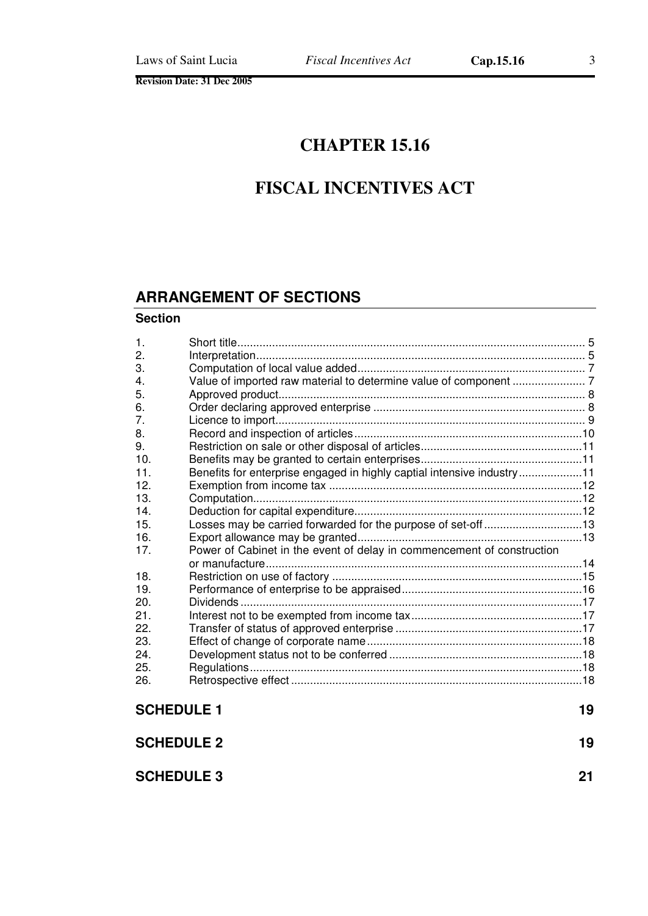# CHAPTER 15.16

# FISCAL INCENTIVES ACT

## ARRANGEMENT OF SECTIONS

**Section**

| | | |
|---|---|---|
| 1. | Short title | 5 |
| 2. | Interpretation | 5 |
| 3. | Computation of local value added | 7 |
| 4. | Value of imported raw material to determine value of component | 7 |
| 5. | Approved product | 8 |
| 6. | Order declaring approved enterprise | 8 |
| 7. | Licence to import | 9 |
| 8. | Record and inspection of articles | 10 |
| 9. | Restriction on sale or other disposal of articles | 11 |
| 10. | Benefits may be granted to certain enterprises | 11 |
| 11. | Benefits for enterprise engaged in highly captial intensive industry | 11 |
| 12. | Exemption from income tax | 12 |
| 13. | Computation | 12 |
| 14. | Deduction for capital expenditure | 12 |
| 15. | Losses may be carried forwarded for the purpose of set-off | 13 |
| 16. | Export allowance may be granted | 13 |
| 17. | Power of Cabinet in the event of delay in commencement of construction or manufacture | 14 |
| 18. | Restriction on use of factory | 15 |
| 19. | Performance of enterprise to be appraised | 16 |
| 20. | Dividends | 17 |
| 21. | Interest not to be exempted from income tax | 17 |
| 22. | Transfer of status of approved enterprise | 17 |
| 23. | Effect of change of corporate name | 18 |
| 24. | Development status not to be conferred | 18 |
| 25. | Regulations | 18 |
| 26. | Retrospective effect | 18 |

**SCHEDULE 1** 19

**SCHEDULE 2** 19

**SCHEDULE 3** 21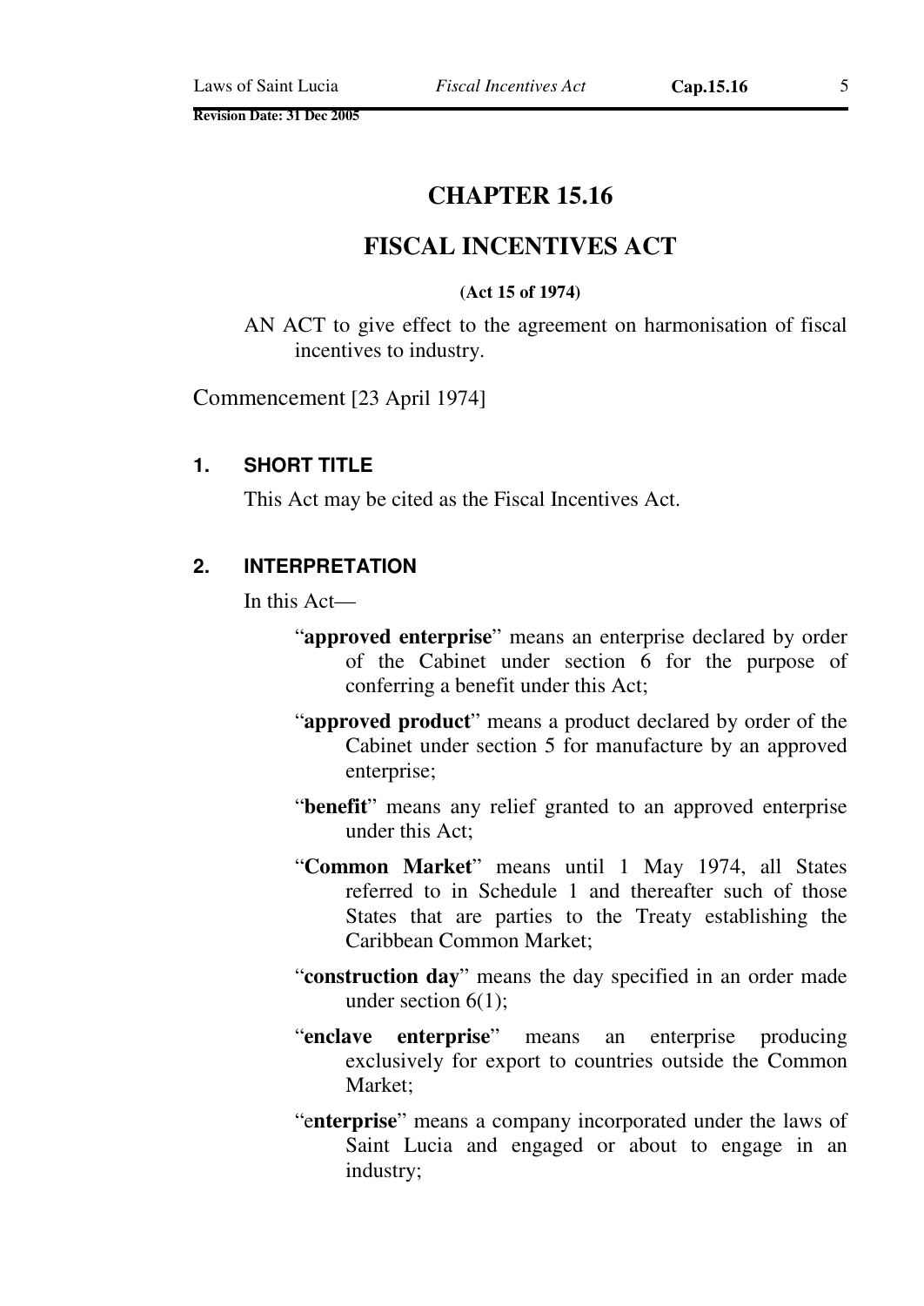# CHAPTER 15.16

# FISCAL INCENTIVES ACT

**(Act 15 of 1974)**

AN ACT to give effect to the agreement on harmonisation of fiscal incentives to industry.

Commencement [23 April 1974]

### 1. SHORT TITLE

This Act may be cited as the Fiscal Incentives Act.

### 2. INTERPRETATION

In this Act—

"**approved enterprise**" means an enterprise declared by order of the Cabinet under section 6 for the purpose of conferring a benefit under this Act;

"**approved product**" means a product declared by order of the Cabinet under section 5 for manufacture by an approved enterprise;

"**benefit**" means any relief granted to an approved enterprise under this Act;

"**Common Market**" means until 1 May 1974, all States referred to in Schedule 1 and thereafter such of those States that are parties to the Treaty establishing the Caribbean Common Market;

"**construction day**" means the day specified in an order made under section 6(1);

"**enclave enterprise**" means an enterprise producing exclusively for export to countries outside the Common Market;

"e**nterprise**" means a company incorporated under the laws of Saint Lucia and engaged or about to engage in an industry;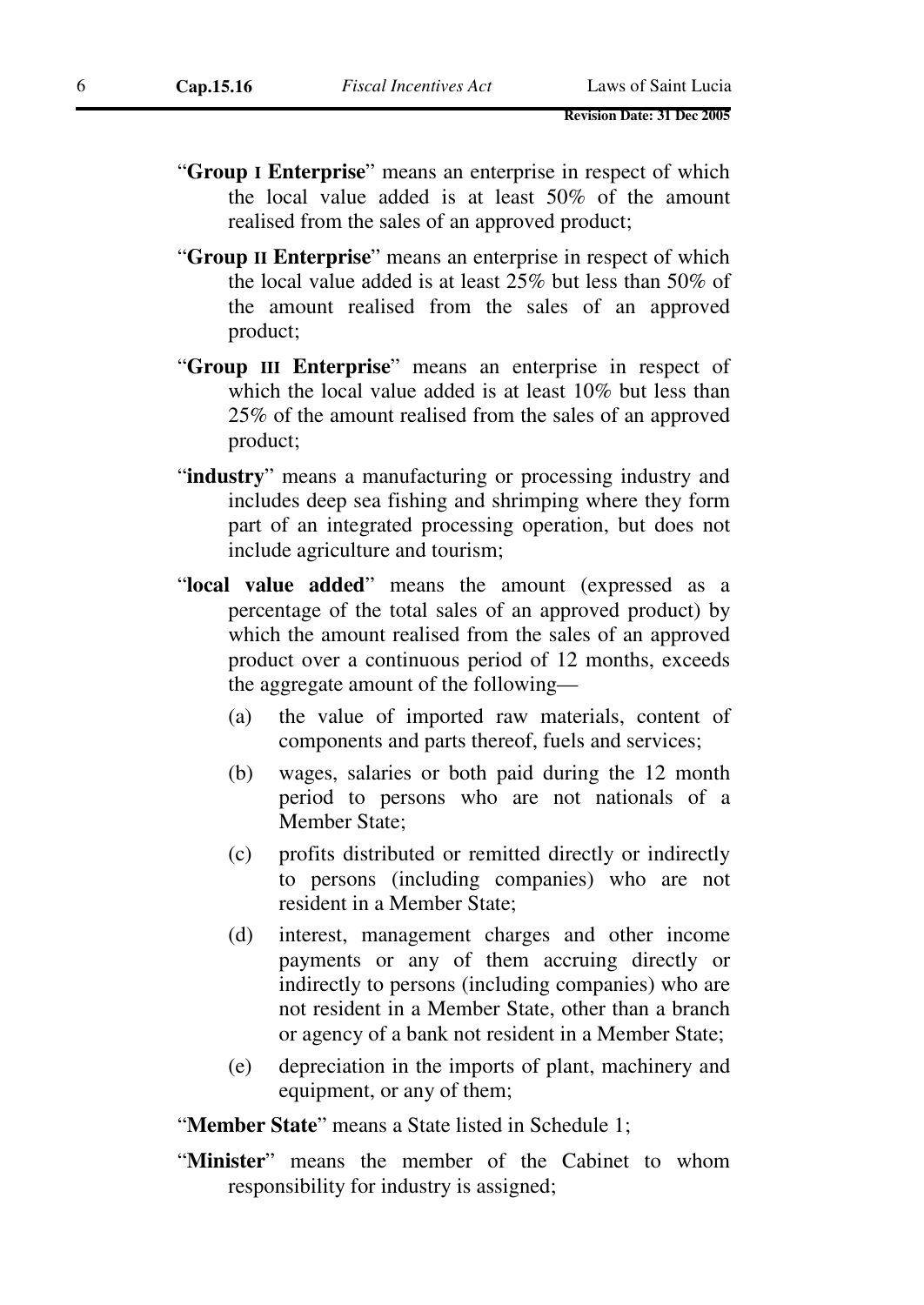"**Group I Enterprise**" means an enterprise in respect of which the local value added is at least 50% of the amount realised from the sales of an approved product;

"**Group II Enterprise**" means an enterprise in respect of which the local value added is at least 25% but less than 50% of the amount realised from the sales of an approved product;

"**Group III Enterprise**" means an enterprise in respect of which the local value added is at least 10% but less than 25% of the amount realised from the sales of an approved product;

"**industry**" means a manufacturing or processing industry and includes deep sea fishing and shrimping where they form part of an integrated processing operation, but does not include agriculture and tourism;

"**local value added**" means the amount (expressed as a percentage of the total sales of an approved product) by which the amount realised from the sales of an approved product over a continuous period of 12 months, exceeds the aggregate amount of the following—

(a) the value of imported raw materials, content of components and parts thereof, fuels and services;

(b) wages, salaries or both paid during the 12 month period to persons who are not nationals of a Member State;

(c) profits distributed or remitted directly or indirectly to persons (including companies) who are not resident in a Member State;

(d) interest, management charges and other income payments or any of them accruing directly or indirectly to persons (including companies) who are not resident in a Member State, other than a branch or agency of a bank not resident in a Member State;

(e) depreciation in the imports of plant, machinery and equipment, or any of them;

"**Member State**" means a State listed in Schedule 1;

"**Minister**" means the member of the Cabinet to whom responsibility for industry is assigned;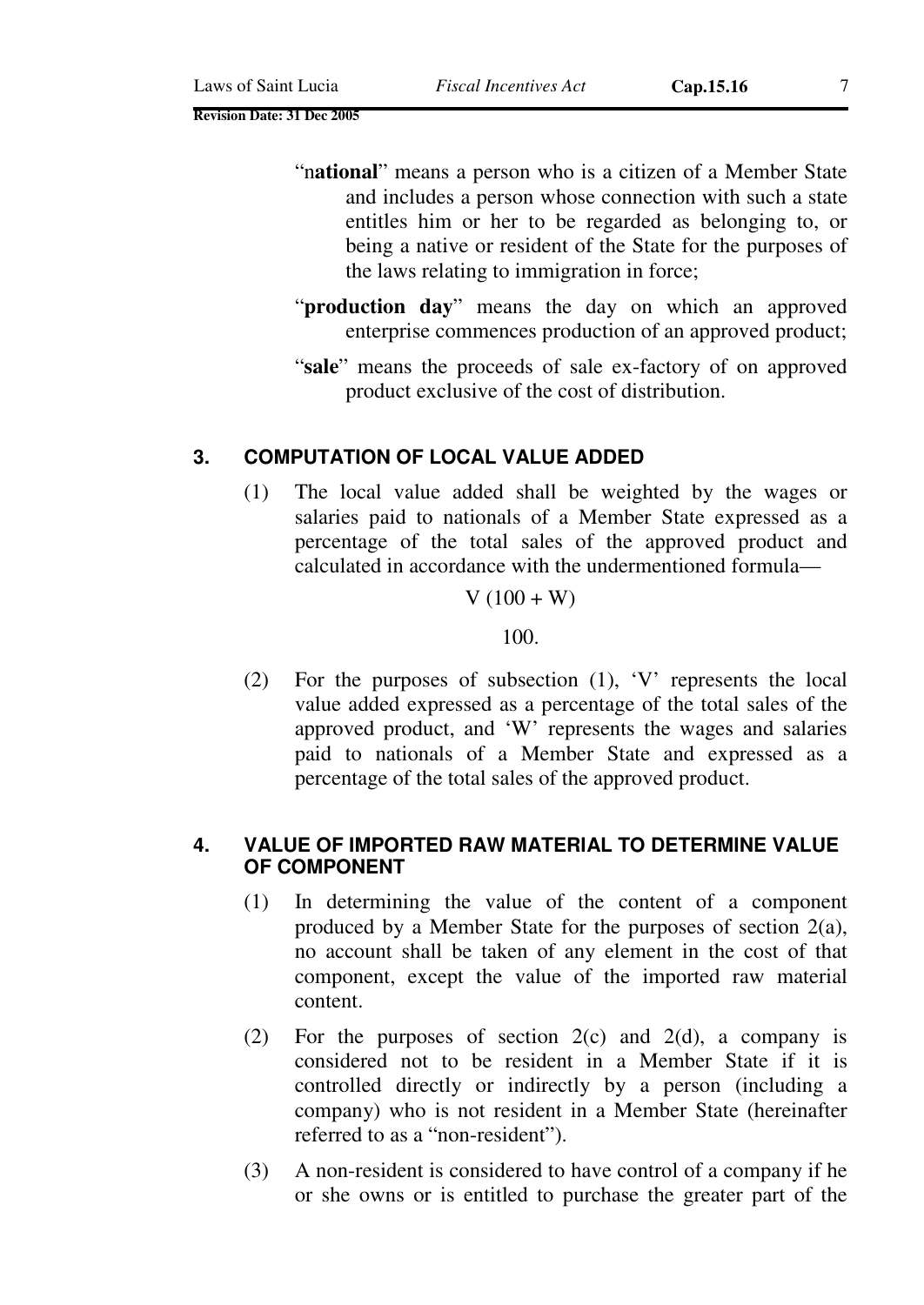"**national**" means a person who is a citizen of a Member State and includes a person whose connection with such a state entitles him or her to be regarded as belonging to, or being a native or resident of the State for the purposes of the laws relating to immigration in force;

"**production day**" means the day on which an approved enterprise commences production of an approved product;

"**sale**" means the proceeds of sale ex-factory of on approved product exclusive of the cost of distribution.

## 3. COMPUTATION OF LOCAL VALUE ADDED

(1) The local value added shall be weighted by the wages or salaries paid to nationals of a Member State expressed as a percentage of the total sales of the approved product and calculated in accordance with the undermentioned formula—

$$\frac{V\ (100 + W)}{100}.$$

(2) For the purposes of subsection (1), 'V' represents the local value added expressed as a percentage of the total sales of the approved product, and 'W' represents the wages and salaries paid to nationals of a Member State and expressed as a percentage of the total sales of the approved product.

## 4. VALUE OF IMPORTED RAW MATERIAL TO DETERMINE VALUE OF COMPONENT

(1) In determining the value of the content of a component produced by a Member State for the purposes of section 2(a), no account shall be taken of any element in the cost of that component, except the value of the imported raw material content.

(2) For the purposes of section 2(c) and 2(d), a company is considered not to be resident in a Member State if it is controlled directly or indirectly by a person (including a company) who is not resident in a Member State (hereinafter referred to as a "non-resident").

(3) A non-resident is considered to have control of a company if he or she owns or is entitled to purchase the greater part of the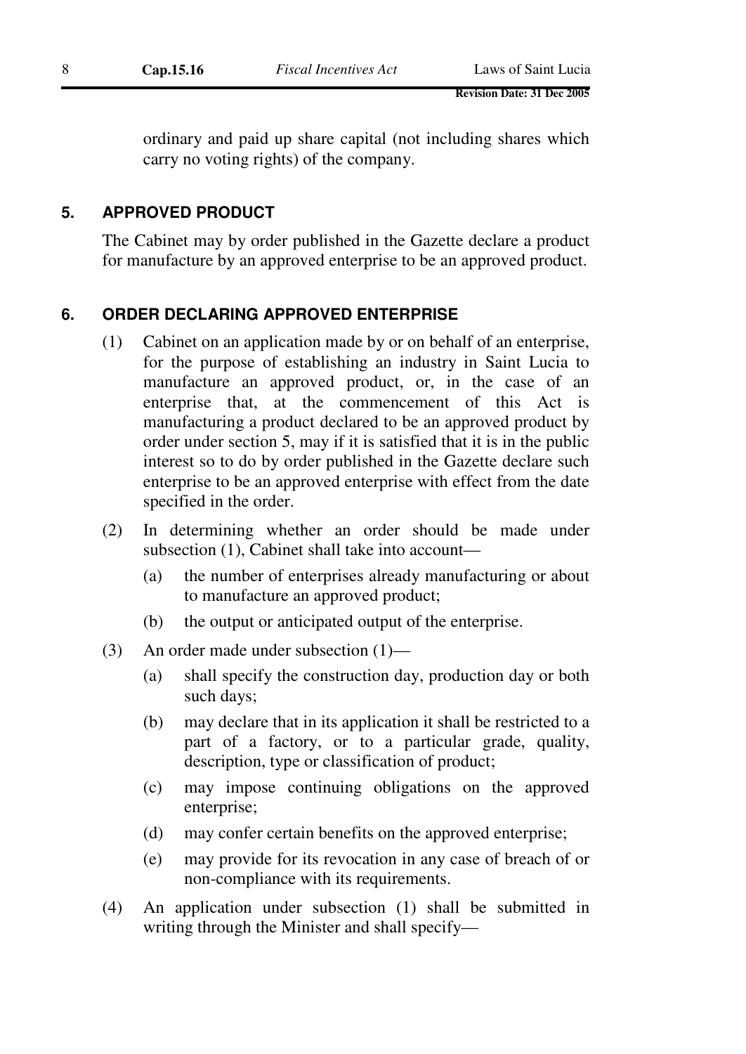ordinary and paid up share capital (not including shares which carry no voting rights) of the company.

## 5. APPROVED PRODUCT

The Cabinet may by order published in the Gazette declare a product for manufacture by an approved enterprise to be an approved product.

## 6. ORDER DECLARING APPROVED ENTERPRISE

(1) Cabinet on an application made by or on behalf of an enterprise, for the purpose of establishing an industry in Saint Lucia to manufacture an approved product, or, in the case of an enterprise that, at the commencement of this Act is manufacturing a product declared to be an approved product by order under section 5, may if it is satisfied that it is in the public interest so to do by order published in the Gazette declare such enterprise to be an approved enterprise with effect from the date specified in the order.

(2) In determining whether an order should be made under subsection (1), Cabinet shall take into account—

- (a) the number of enterprises already manufacturing or about to manufacture an approved product;
- (b) the output or anticipated output of the enterprise.

(3) An order made under subsection (1)—

- (a) shall specify the construction day, production day or both such days;
- (b) may declare that in its application it shall be restricted to a part of a factory, or to a particular grade, quality, description, type or classification of product;
- (c) may impose continuing obligations on the approved enterprise;
- (d) may confer certain benefits on the approved enterprise;
- (e) may provide for its revocation in any case of breach of or non-compliance with its requirements.

(4) An application under subsection (1) shall be submitted in writing through the Minister and shall specify—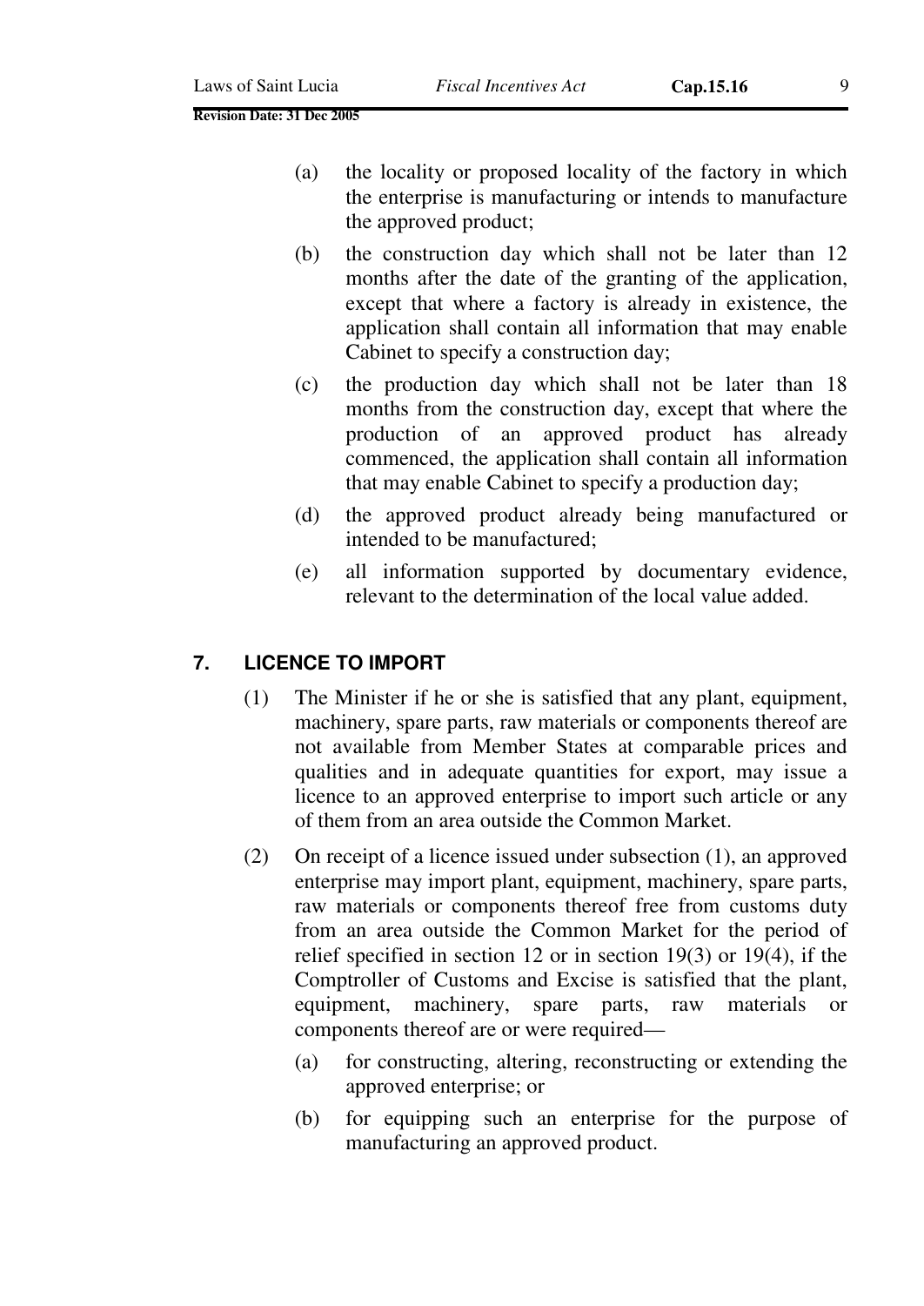(a) the locality or proposed locality of the factory in which the enterprise is manufacturing or intends to manufacture the approved product;

(b) the construction day which shall not be later than 12 months after the date of the granting of the application, except that where a factory is already in existence, the application shall contain all information that may enable Cabinet to specify a construction day;

(c) the production day which shall not be later than 18 months from the construction day, except that where the production of an approved product has already commenced, the application shall contain all information that may enable Cabinet to specify a production day;

(d) the approved product already being manufactured or intended to be manufactured;

(e) all information supported by documentary evidence, relevant to the determination of the local value added.

## 7. LICENCE TO IMPORT

(1) The Minister if he or she is satisfied that any plant, equipment, machinery, spare parts, raw materials or components thereof are not available from Member States at comparable prices and qualities and in adequate quantities for export, may issue a licence to an approved enterprise to import such article or any of them from an area outside the Common Market.

(2) On receipt of a licence issued under subsection (1), an approved enterprise may import plant, equipment, machinery, spare parts, raw materials or components thereof free from customs duty from an area outside the Common Market for the period of relief specified in section 12 or in section 19(3) or 19(4), if the Comptroller of Customs and Excise is satisfied that the plant, equipment, machinery, spare parts, raw materials or components thereof are or were required—

(a) for constructing, altering, reconstructing or extending the approved enterprise; or

(b) for equipping such an enterprise for the purpose of manufacturing an approved product.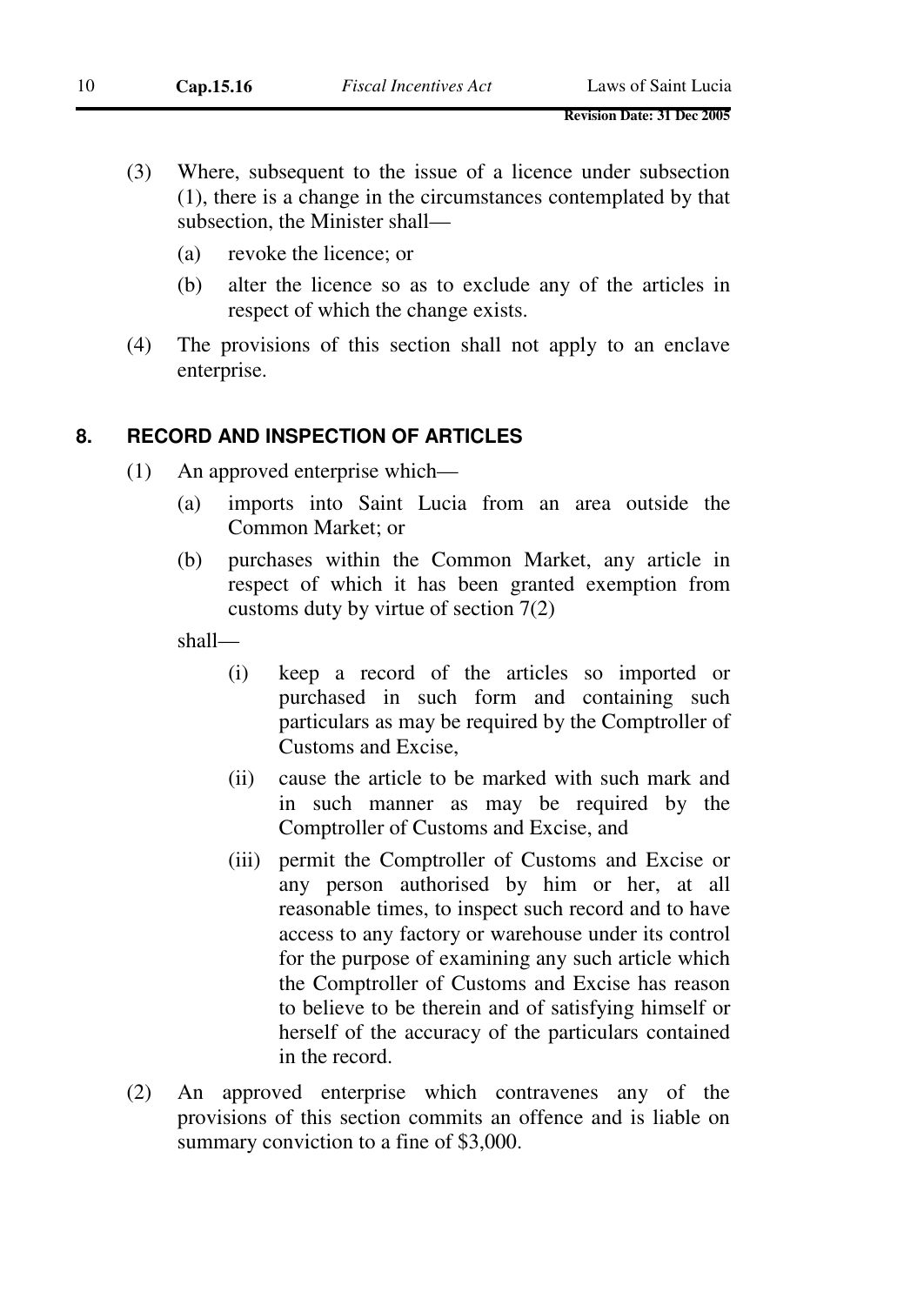(3) Where, subsequent to the issue of a licence under subsection (1), there is a change in the circumstances contemplated by that subsection, the Minister shall—

  (a) revoke the licence; or

  (b) alter the licence so as to exclude any of the articles in respect of which the change exists.

(4) The provisions of this section shall not apply to an enclave enterprise.

## 8. RECORD AND INSPECTION OF ARTICLES

(1) An approved enterprise which—

  (a) imports into Saint Lucia from an area outside the Common Market; or

  (b) purchases within the Common Market, any article in respect of which it has been granted exemption from customs duty by virtue of section 7(2)

shall—

    (i) keep a record of the articles so imported or purchased in such form and containing such particulars as may be required by the Comptroller of Customs and Excise,

    (ii) cause the article to be marked with such mark and in such manner as may be required by the Comptroller of Customs and Excise, and

    (iii) permit the Comptroller of Customs and Excise or any person authorised by him or her, at all reasonable times, to inspect such record and to have access to any factory or warehouse under its control for the purpose of examining any such article which the Comptroller of Customs and Excise has reason to believe to be therein and of satisfying himself or herself of the accuracy of the particulars contained in the record.

(2) An approved enterprise which contravenes any of the provisions of this section commits an offence and is liable on summary conviction to a fine of $3,000.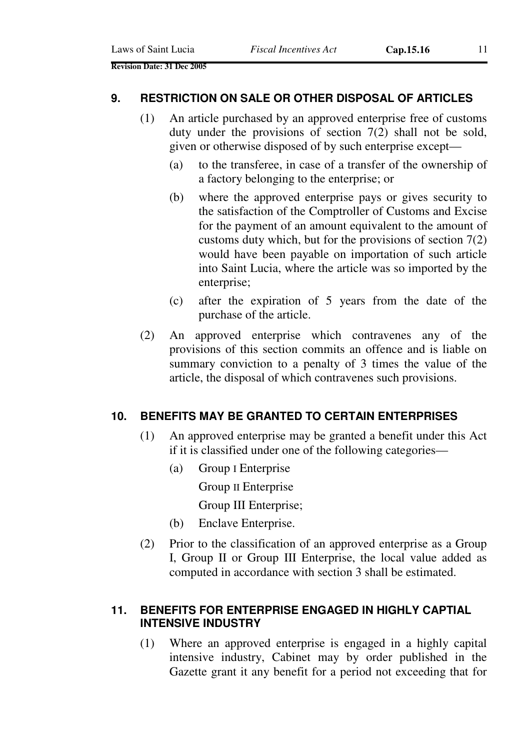## 9. RESTRICTION ON SALE OR OTHER DISPOSAL OF ARTICLES

(1) An article purchased by an approved enterprise free of customs duty under the provisions of section 7(2) shall not be sold, given or otherwise disposed of by such enterprise except—

- (a) to the transferee, in case of a transfer of the ownership of a factory belonging to the enterprise; or
- (b) where the approved enterprise pays or gives security to the satisfaction of the Comptroller of Customs and Excise for the payment of an amount equivalent to the amount of customs duty which, but for the provisions of section 7(2) would have been payable on importation of such article into Saint Lucia, where the article was so imported by the enterprise;
- (c) after the expiration of 5 years from the date of the purchase of the article.

(2) An approved enterprise which contravenes any of the provisions of this section commits an offence and is liable on summary conviction to a penalty of 3 times the value of the article, the disposal of which contravenes such provisions.

## 10. BENEFITS MAY BE GRANTED TO CERTAIN ENTERPRISES

(1) An approved enterprise may be granted a benefit under this Act if it is classified under one of the following categories—

- (a) Group I Enterprise
  Group II Enterprise
  Group III Enterprise;
- (b) Enclave Enterprise.

(2) Prior to the classification of an approved enterprise as a Group I, Group II or Group III Enterprise, the local value added as computed in accordance with section 3 shall be estimated.

## 11. BENEFITS FOR ENTERPRISE ENGAGED IN HIGHLY CAPTIAL INTENSIVE INDUSTRY

(1) Where an approved enterprise is engaged in a highly capital intensive industry, Cabinet may by order published in the Gazette grant it any benefit for a period not exceeding that for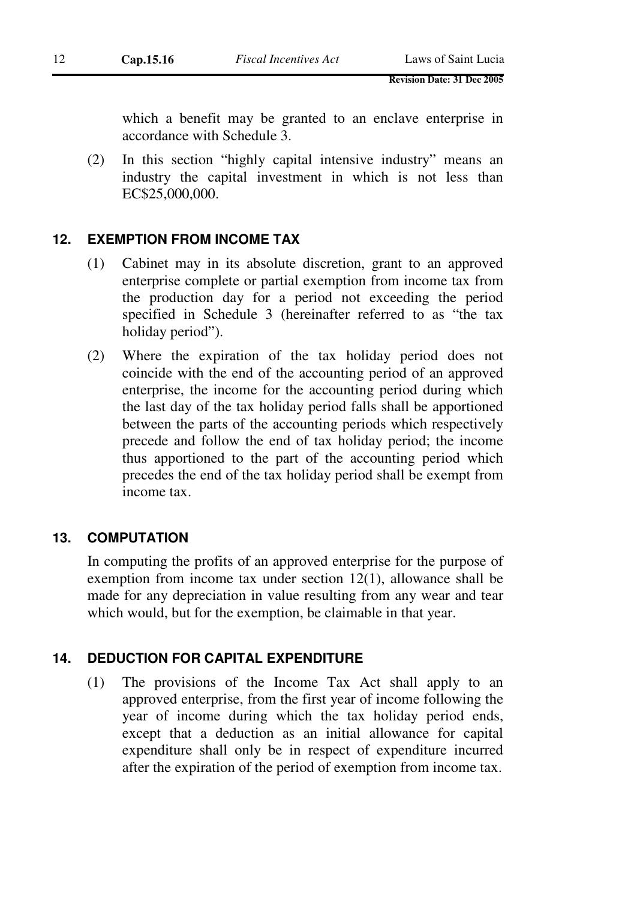which a benefit may be granted to an enclave enterprise in accordance with Schedule 3.

(2) In this section "highly capital intensive industry" means an industry the capital investment in which is not less than EC$25,000,000.

## 12. EXEMPTION FROM INCOME TAX

(1) Cabinet may in its absolute discretion, grant to an approved enterprise complete or partial exemption from income tax from the production day for a period not exceeding the period specified in Schedule 3 (hereinafter referred to as "the tax holiday period").

(2) Where the expiration of the tax holiday period does not coincide with the end of the accounting period of an approved enterprise, the income for the accounting period during which the last day of the tax holiday period falls shall be apportioned between the parts of the accounting periods which respectively precede and follow the end of tax holiday period; the income thus apportioned to the part of the accounting period which precedes the end of the tax holiday period shall be exempt from income tax.

## 13. COMPUTATION

In computing the profits of an approved enterprise for the purpose of exemption from income tax under section 12(1), allowance shall be made for any depreciation in value resulting from any wear and tear which would, but for the exemption, be claimable in that year.

## 14. DEDUCTION FOR CAPITAL EXPENDITURE

(1) The provisions of the Income Tax Act shall apply to an approved enterprise, from the first year of income following the year of income during which the tax holiday period ends, except that a deduction as an initial allowance for capital expenditure shall only be in respect of expenditure incurred after the expiration of the period of exemption from income tax.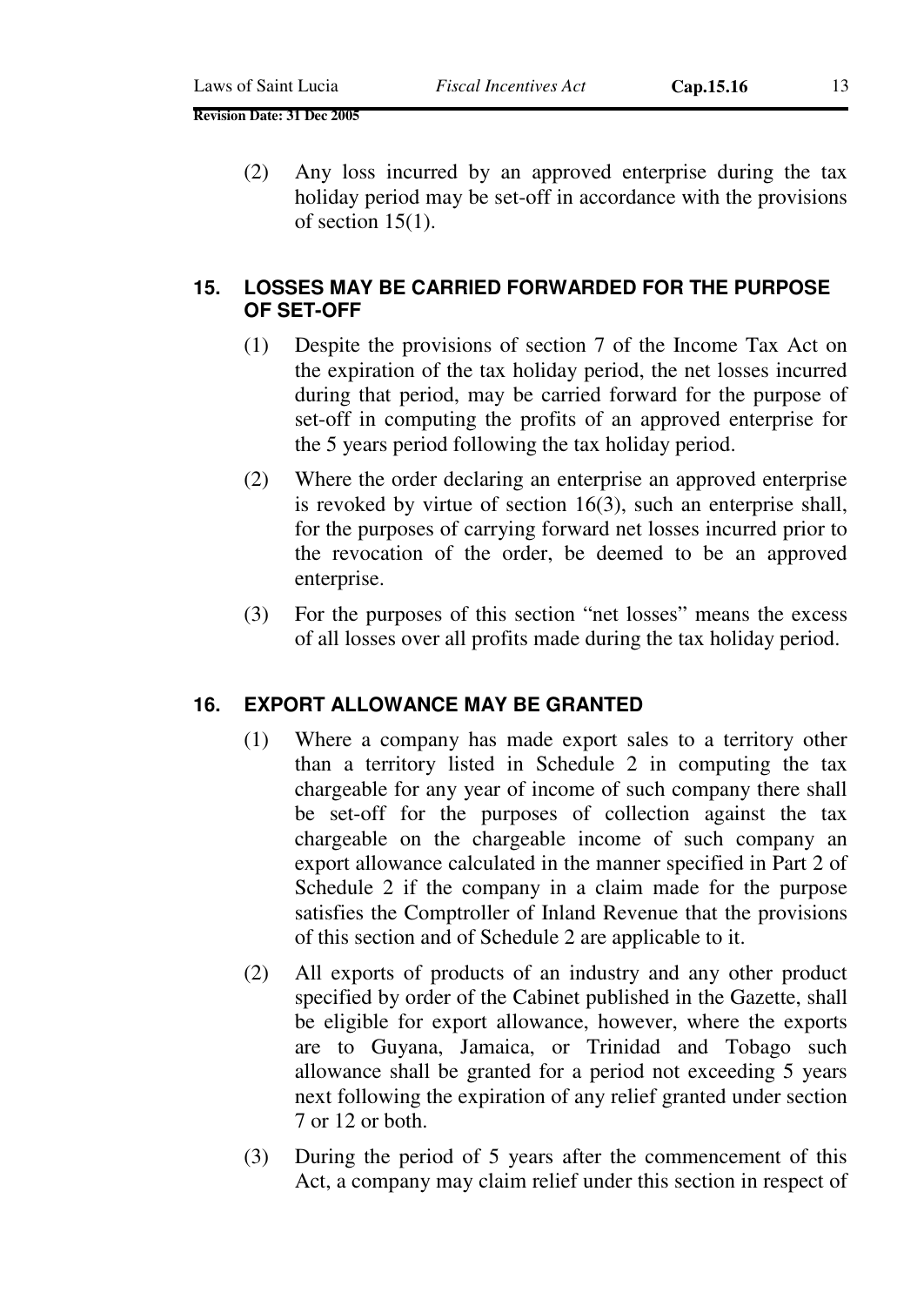(2) Any loss incurred by an approved enterprise during the tax holiday period may be set-off in accordance with the provisions of section 15(1).

## 15. LOSSES MAY BE CARRIED FORWARDED FOR THE PURPOSE OF SET-OFF

(1) Despite the provisions of section 7 of the Income Tax Act on the expiration of the tax holiday period, the net losses incurred during that period, may be carried forward for the purpose of set-off in computing the profits of an approved enterprise for the 5 years period following the tax holiday period.

(2) Where the order declaring an enterprise an approved enterprise is revoked by virtue of section 16(3), such an enterprise shall, for the purposes of carrying forward net losses incurred prior to the revocation of the order, be deemed to be an approved enterprise.

(3) For the purposes of this section "net losses" means the excess of all losses over all profits made during the tax holiday period.

## 16. EXPORT ALLOWANCE MAY BE GRANTED

(1) Where a company has made export sales to a territory other than a territory listed in Schedule 2 in computing the tax chargeable for any year of income of such company there shall be set-off for the purposes of collection against the tax chargeable on the chargeable income of such company an export allowance calculated in the manner specified in Part 2 of Schedule 2 if the company in a claim made for the purpose satisfies the Comptroller of Inland Revenue that the provisions of this section and of Schedule 2 are applicable to it.

(2) All exports of products of an industry and any other product specified by order of the Cabinet published in the Gazette, shall be eligible for export allowance, however, where the exports are to Guyana, Jamaica, or Trinidad and Tobago such allowance shall be granted for a period not exceeding 5 years next following the expiration of any relief granted under section 7 or 12 or both.

(3) During the period of 5 years after the commencement of this Act, a company may claim relief under this section in respect of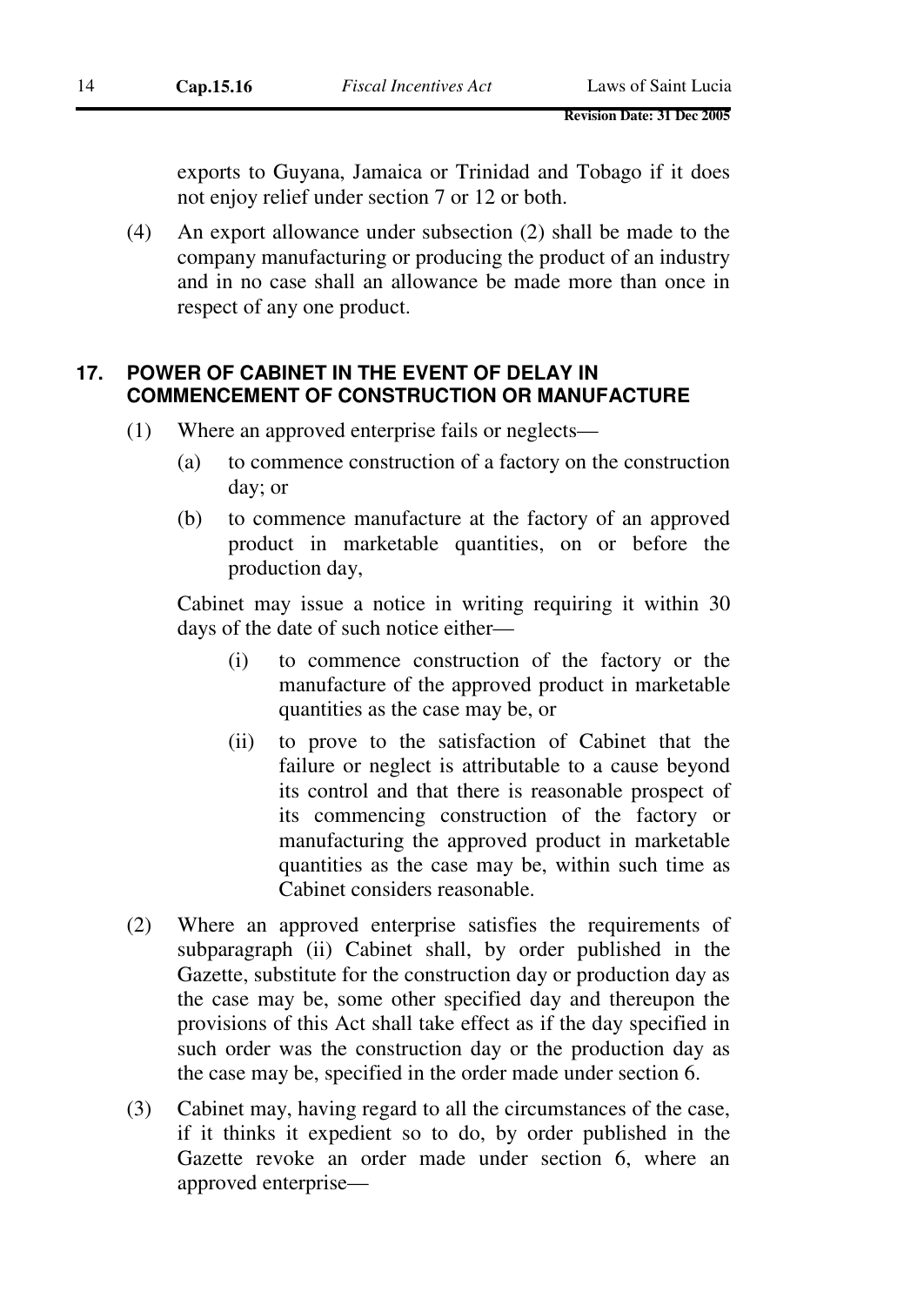exports to Guyana, Jamaica or Trinidad and Tobago if it does not enjoy relief under section 7 or 12 or both.

(4) An export allowance under subsection (2) shall be made to the company manufacturing or producing the product of an industry and in no case shall an allowance be made more than once in respect of any one product.

## 17. POWER OF CABINET IN THE EVENT OF DELAY IN COMMENCEMENT OF CONSTRUCTION OR MANUFACTURE

(1) Where an approved enterprise fails or neglects—

(a) to commence construction of a factory on the construction day; or

(b) to commence manufacture at the factory of an approved product in marketable quantities, on or before the production day,

Cabinet may issue a notice in writing requiring it within 30 days of the date of such notice either—

(i) to commence construction of the factory or the manufacture of the approved product in marketable quantities as the case may be, or

(ii) to prove to the satisfaction of Cabinet that the failure or neglect is attributable to a cause beyond its control and that there is reasonable prospect of its commencing construction of the factory or manufacturing the approved product in marketable quantities as the case may be, within such time as Cabinet considers reasonable.

(2) Where an approved enterprise satisfies the requirements of subparagraph (ii) Cabinet shall, by order published in the Gazette, substitute for the construction day or production day as the case may be, some other specified day and thereupon the provisions of this Act shall take effect as if the day specified in such order was the construction day or the production day as the case may be, specified in the order made under section 6.

(3) Cabinet may, having regard to all the circumstances of the case, if it thinks it expedient so to do, by order published in the Gazette revoke an order made under section 6, where an approved enterprise—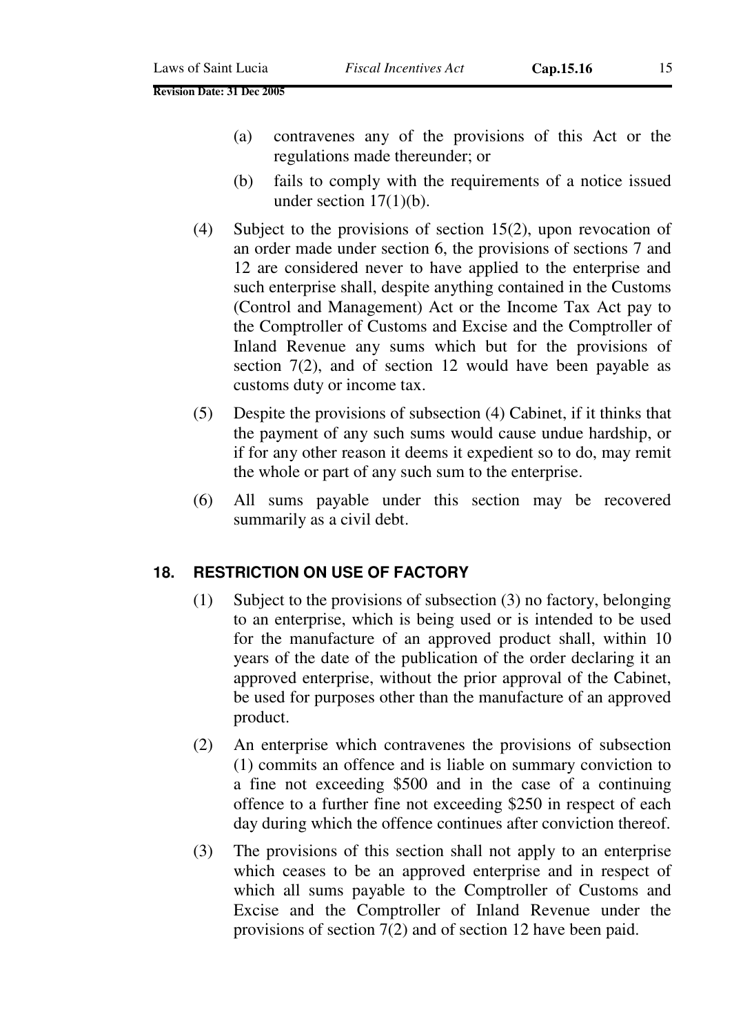(a) contravenes any of the provisions of this Act or the regulations made thereunder; or

(b) fails to comply with the requirements of a notice issued under section 17(1)(b).

(4) Subject to the provisions of section 15(2), upon revocation of an order made under section 6, the provisions of sections 7 and 12 are considered never to have applied to the enterprise and such enterprise shall, despite anything contained in the Customs (Control and Management) Act or the Income Tax Act pay to the Comptroller of Customs and Excise and the Comptroller of Inland Revenue any sums which but for the provisions of section 7(2), and of section 12 would have been payable as customs duty or income tax.

(5) Despite the provisions of subsection (4) Cabinet, if it thinks that the payment of any such sums would cause undue hardship, or if for any other reason it deems it expedient so to do, may remit the whole or part of any such sum to the enterprise.

(6) All sums payable under this section may be recovered summarily as a civil debt.

## 18. RESTRICTION ON USE OF FACTORY

(1) Subject to the provisions of subsection (3) no factory, belonging to an enterprise, which is being used or is intended to be used for the manufacture of an approved product shall, within 10 years of the date of the publication of the order declaring it an approved enterprise, without the prior approval of the Cabinet, be used for purposes other than the manufacture of an approved product.

(2) An enterprise which contravenes the provisions of subsection (1) commits an offence and is liable on summary conviction to a fine not exceeding $500 and in the case of a continuing offence to a further fine not exceeding $250 in respect of each day during which the offence continues after conviction thereof.

(3) The provisions of this section shall not apply to an enterprise which ceases to be an approved enterprise and in respect of which all sums payable to the Comptroller of Customs and Excise and the Comptroller of Inland Revenue under the provisions of section 7(2) and of section 12 have been paid.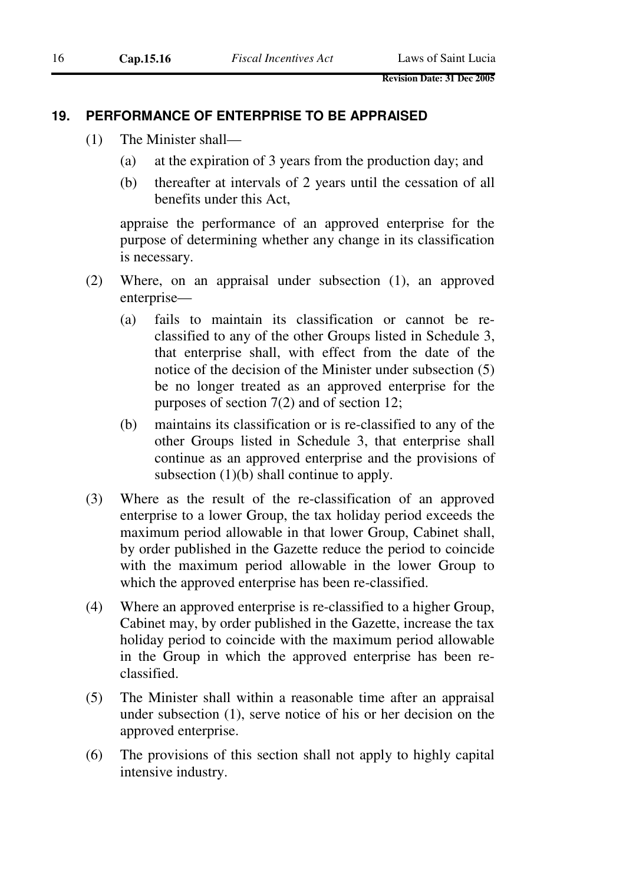## 19. PERFORMANCE OF ENTERPRISE TO BE APPRAISED

(1) The Minister shall—

(a) at the expiration of 3 years from the production day; and

(b) thereafter at intervals of 2 years until the cessation of all benefits under this Act,

appraise the performance of an approved enterprise for the purpose of determining whether any change in its classification is necessary.

(2) Where, on an appraisal under subsection (1), an approved enterprise—

(a) fails to maintain its classification or cannot be re-classified to any of the other Groups listed in Schedule 3, that enterprise shall, with effect from the date of the notice of the decision of the Minister under subsection (5) be no longer treated as an approved enterprise for the purposes of section 7(2) and of section 12;

(b) maintains its classification or is re-classified to any of the other Groups listed in Schedule 3, that enterprise shall continue as an approved enterprise and the provisions of subsection (1)(b) shall continue to apply.

(3) Where as the result of the re-classification of an approved enterprise to a lower Group, the tax holiday period exceeds the maximum period allowable in that lower Group, Cabinet shall, by order published in the Gazette reduce the period to coincide with the maximum period allowable in the lower Group to which the approved enterprise has been re-classified.

(4) Where an approved enterprise is re-classified to a higher Group, Cabinet may, by order published in the Gazette, increase the tax holiday period to coincide with the maximum period allowable in the Group in which the approved enterprise has been re-classified.

(5) The Minister shall within a reasonable time after an appraisal under subsection (1), serve notice of his or her decision on the approved enterprise.

(6) The provisions of this section shall not apply to highly capital intensive industry.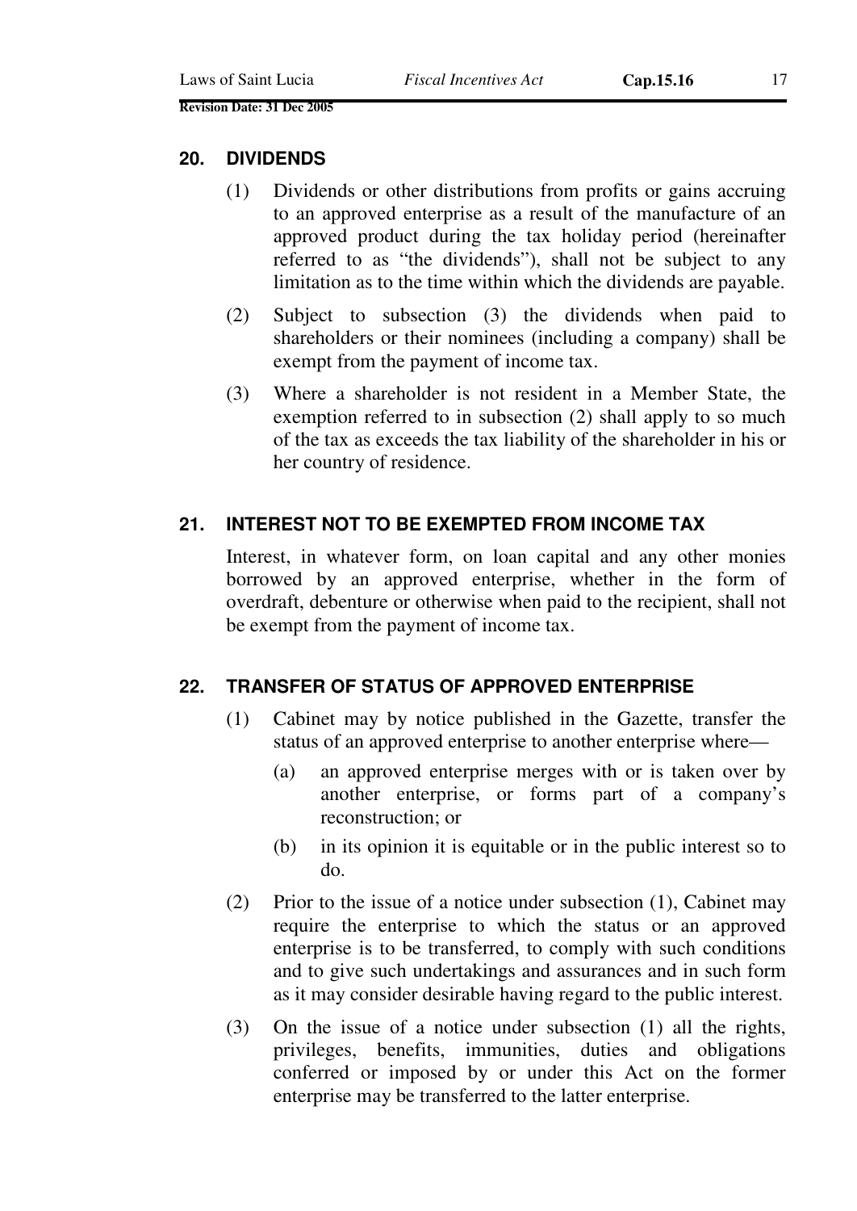## 20. DIVIDENDS

(1) Dividends or other distributions from profits or gains accruing to an approved enterprise as a result of the manufacture of an approved product during the tax holiday period (hereinafter referred to as "the dividends"), shall not be subject to any limitation as to the time within which the dividends are payable.

(2) Subject to subsection (3) the dividends when paid to shareholders or their nominees (including a company) shall be exempt from the payment of income tax.

(3) Where a shareholder is not resident in a Member State, the exemption referred to in subsection (2) shall apply to so much of the tax as exceeds the tax liability of the shareholder in his or her country of residence.

## 21. INTEREST NOT TO BE EXEMPTED FROM INCOME TAX

Interest, in whatever form, on loan capital and any other monies borrowed by an approved enterprise, whether in the form of overdraft, debenture or otherwise when paid to the recipient, shall not be exempt from the payment of income tax.

## 22. TRANSFER OF STATUS OF APPROVED ENTERPRISE

(1) Cabinet may by notice published in the Gazette, transfer the status of an approved enterprise to another enterprise where—

(a) an approved enterprise merges with or is taken over by another enterprise, or forms part of a company's reconstruction; or

(b) in its opinion it is equitable or in the public interest so to do.

(2) Prior to the issue of a notice under subsection (1), Cabinet may require the enterprise to which the status or an approved enterprise is to be transferred, to comply with such conditions and to give such undertakings and assurances and in such form as it may consider desirable having regard to the public interest.

(3) On the issue of a notice under subsection (1) all the rights, privileges, benefits, immunities, duties and obligations conferred or imposed by or under this Act on the former enterprise may be transferred to the latter enterprise.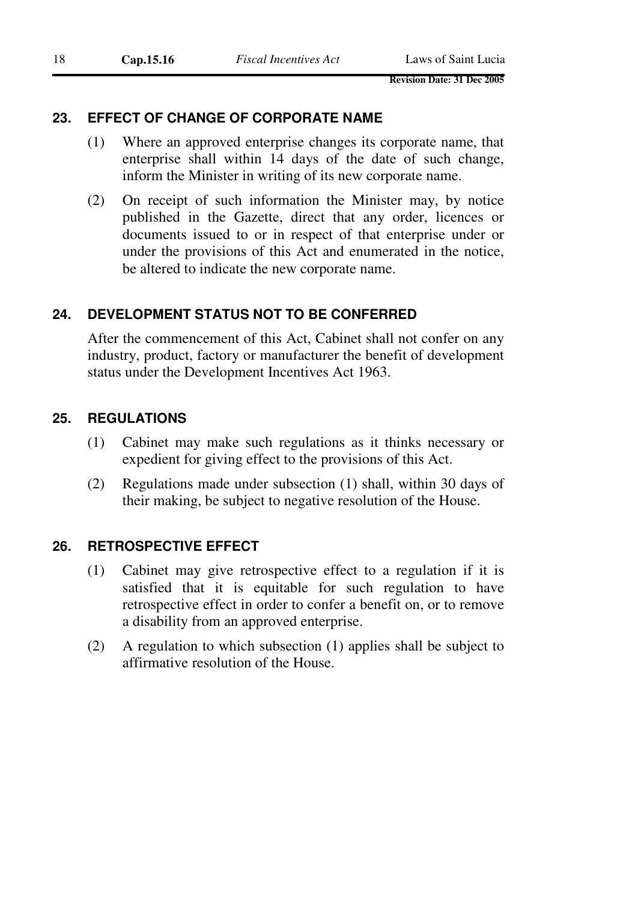## 23. EFFECT OF CHANGE OF CORPORATE NAME

(1) Where an approved enterprise changes its corporate name, that enterprise shall within 14 days of the date of such change, inform the Minister in writing of its new corporate name.

(2) On receipt of such information the Minister may, by notice published in the Gazette, direct that any order, licences or documents issued to or in respect of that enterprise under or under the provisions of this Act and enumerated in the notice, be altered to indicate the new corporate name.

## 24. DEVELOPMENT STATUS NOT TO BE CONFERRED

After the commencement of this Act, Cabinet shall not confer on any industry, product, factory or manufacturer the benefit of development status under the Development Incentives Act 1963.

## 25. REGULATIONS

(1) Cabinet may make such regulations as it thinks necessary or expedient for giving effect to the provisions of this Act.

(2) Regulations made under subsection (1) shall, within 30 days of their making, be subject to negative resolution of the House.

## 26. RETROSPECTIVE EFFECT

(1) Cabinet may give retrospective effect to a regulation if it is satisfied that it is equitable for such regulation to have retrospective effect in order to confer a benefit on, or to remove a disability from an approved enterprise.

(2) A regulation to which subsection (1) applies shall be subject to affirmative resolution of the House.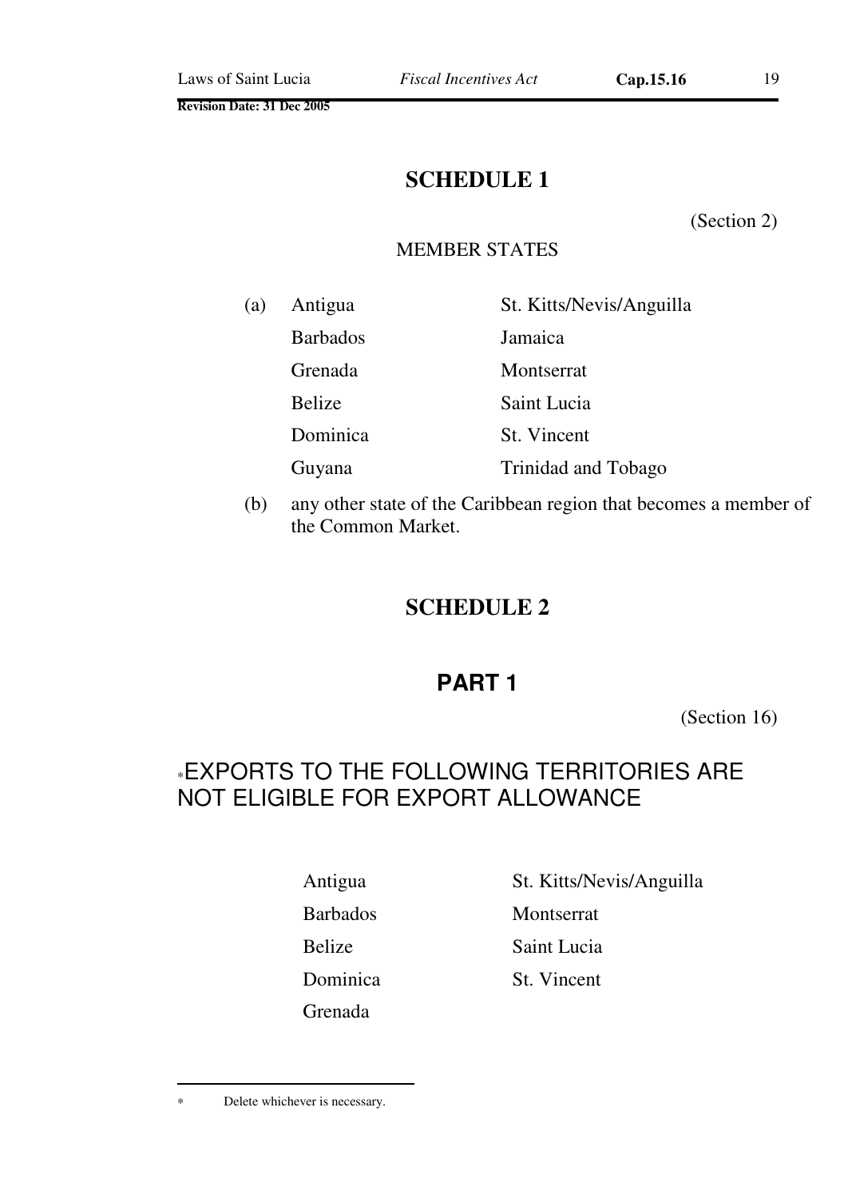# SCHEDULE 1

(Section 2)

MEMBER STATES

(a)

| | |
|---|---|
| Antigua | St. Kitts/Nevis/Anguilla |
| Barbados | Jamaica |
| Grenada | Montserrat |
| Belize | Saint Lucia |
| Dominica | St. Vincent |
| Guyana | Trinidad and Tobago |

(b) any other state of the Caribbean region that becomes a member of the Common Market.

# SCHEDULE 2

## PART 1

(Section 16)

### *EXPORTS TO THE FOLLOWING TERRITORIES ARE NOT ELIGIBLE FOR EXPORT ALLOWANCE

| | |
|---|---|
| Antigua | St. Kitts/Nevis/Anguilla |
| Barbados | Montserrat |
| Belize | Saint Lucia |
| Dominica | St. Vincent |
| Grenada | |

---

* Delete whichever is necessary.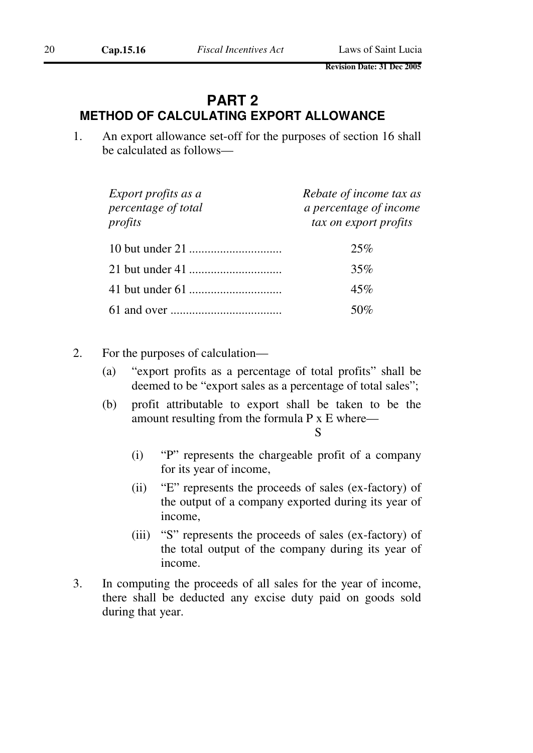## PART 2
## METHOD OF CALCULATING EXPORT ALLOWANCE

1. An export allowance set-off for the purposes of section 16 shall be calculated as follows—

| *Export profits as a percentage of total profits* | *Rebate of income tax as a percentage of income tax on export profits* |
|---|---|
| 10 but under 21 ............................. | 25% |
| 21 but under 41 ............................. | 35% |
| 41 but under 61 ............................. | 45% |
| 61 and over ................................... | 50% |

2. For the purposes of calculation—

   (a) "export profits as a percentage of total profits" shall be deemed to be "export sales as a percentage of total sales";

   (b) profit attributable to export shall be taken to be the amount resulting from the formula $\frac{P \times E}{S}$ where—

      (i) "P" represents the chargeable profit of a company for its year of income,

      (ii) "E" represents the proceeds of sales (ex-factory) of the output of a company exported during its year of income,

      (iii) "S" represents the proceeds of sales (ex-factory) of the total output of the company during its year of income.

3. In computing the proceeds of all sales for the year of income, there shall be deducted any excise duty paid on goods sold during that year.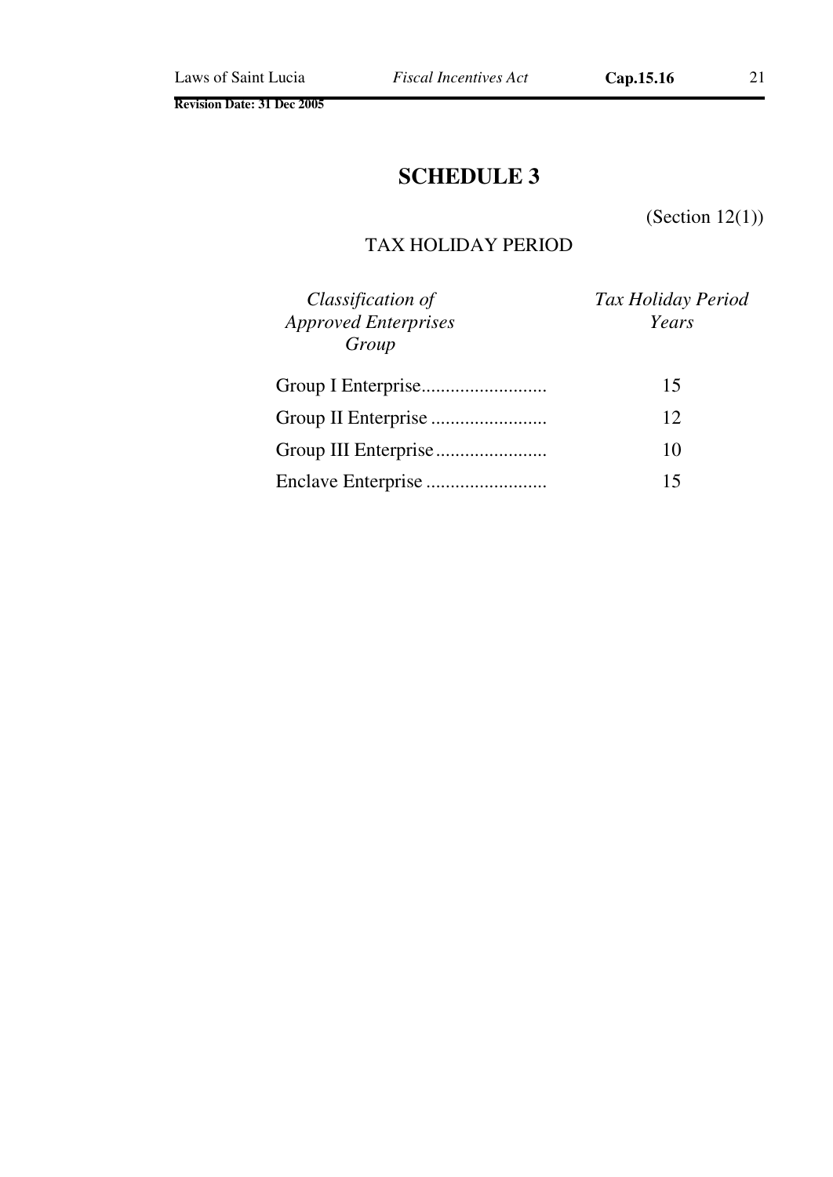# SCHEDULE 3

(Section 12(1))

TAX HOLIDAY PERIOD

| *Classification of Approved Enterprises Group* | *Tax Holiday Period Years* |
|---|---|
| Group I Enterprise.......................... | 15 |
| Group II Enterprise ........................ | 12 |
| Group III Enterprise....................... | 10 |
| Enclave Enterprise ......................... | 15 |